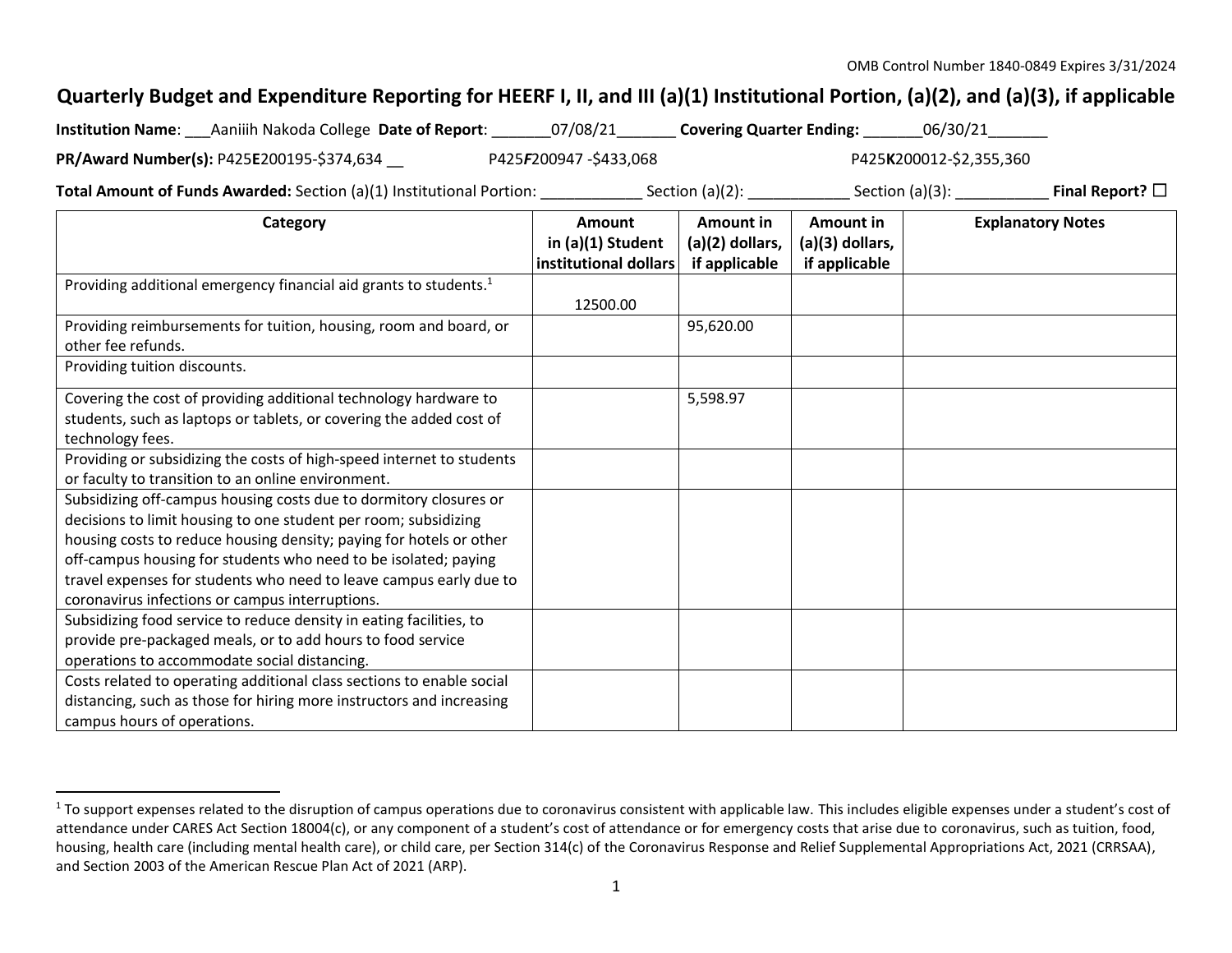OMB Control Number 1840-0849 Expires 3/31/2024

# Quarterly Budget and Expenditure Reporting for HEERF I, II, and III (a)(1) Institutional Portion, (a)(2), and (a)(3), if applicable

**Institution Name**: ___Aaniiih Nakoda College **Date of Report**: _______07/08/21_______ **Covering Quarter Ending:** _______06/30/21_______

**PR/Award Number(s):** P425**E**200195-$374,634 __ P425***F***200947 -$433,068 P425**K**200012-$2,355,360

**Total Amount of Funds Awarded:** Section (a)(1) Institutional Portion: ____________ Section (a)(2): ____________ Section (a)(3): ___________ **Final Report?** ☐

| Category | Amount in (a)(1) Student institutional dollars | Amount in (a)(2) dollars, if applicable | Amount in (a)(3) dollars, if applicable | Explanatory Notes |
|---|---|---|---|---|
| Providing additional emergency financial aid grants to students.[1] | 12500.00 | | | |
| Providing reimbursements for tuition, housing, room and board, or other fee refunds. | | 95,620.00 | | |
| Providing tuition discounts. | | | | |
| Covering the cost of providing additional technology hardware to students, such as laptops or tablets, or covering the added cost of technology fees. | | 5,598.97 | | |
| Providing or subsidizing the costs of high-speed internet to students or faculty to transition to an online environment. | | | | |
| Subsidizing off-campus housing costs due to dormitory closures or decisions to limit housing to one student per room; subsidizing housing costs to reduce housing density; paying for hotels or other off-campus housing for students who need to be isolated; paying travel expenses for students who need to leave campus early due to coronavirus infections or campus interruptions. | | | | |
| Subsidizing food service to reduce density in eating facilities, to provide pre-packaged meals, or to add hours to food service operations to accommodate social distancing. | | | | |
| Costs related to operating additional class sections to enable social distancing, such as those for hiring more instructors and increasing campus hours of operations. | | | | |

[1] To support expenses related to the disruption of campus operations due to coronavirus consistent with applicable law. This includes eligible expenses under a student's cost of attendance under CARES Act Section 18004(c), or any component of a student's cost of attendance or for emergency costs that arise due to coronavirus, such as tuition, food, housing, health care (including mental health care), or child care, per Section 314(c) of the Coronavirus Response and Relief Supplemental Appropriations Act, 2021 (CRRSAA), and Section 2003 of the American Rescue Plan Act of 2021 (ARP).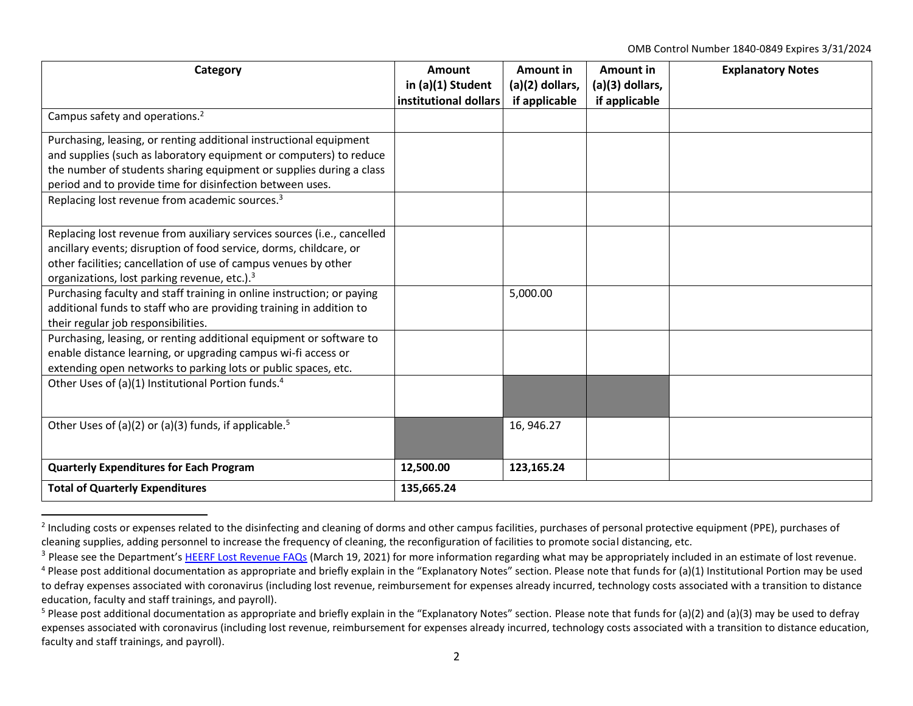| Category | Amount in (a)(1) Student institutional dollars | Amount in (a)(2) dollars, if applicable | Amount in (a)(3) dollars, if applicable | Explanatory Notes |
|---|---|---|---|---|
| Campus safety and operations.[2] | | | | |
| Purchasing, leasing, or renting additional instructional equipment and supplies (such as laboratory equipment or computers) to reduce the number of students sharing equipment or supplies during a class period and to provide time for disinfection between uses. | | | | |
| Replacing lost revenue from academic sources.[3] | | | | |
| Replacing lost revenue from auxiliary services sources (i.e., cancelled ancillary events; disruption of food service, dorms, childcare, or other facilities; cancellation of use of campus venues by other organizations, lost parking revenue, etc.).[3] | | | | |
| Purchasing faculty and staff training in online instruction; or paying additional funds to staff who are providing training in addition to their regular job responsibilities. | | 5,000.00 | | |
| Purchasing, leasing, or renting additional equipment or software to enable distance learning, or upgrading campus wi-fi access or extending open networks to parking lots or public spaces, etc. | | | | |
| Other Uses of (a)(1) Institutional Portion funds.[4] | | | | |
| Other Uses of (a)(2) or (a)(3) funds, if applicable.[5] | | 16, 946.27 | | |
| **Quarterly Expenditures for Each Program** | **12,500.00** | **123,165.24** | | |
| **Total of Quarterly Expenditures** | **135,665.24** | | | |

[2] Including costs or expenses related to the disinfecting and cleaning of dorms and other campus facilities, purchases of personal protective equipment (PPE), purchases of cleaning supplies, adding personnel to increase the frequency of cleaning, the reconfiguration of facilities to promote social distancing, etc.

[3] Please see the Department's HEERF Lost Revenue FAQs (March 19, 2021) for more information regarding what may be appropriately included in an estimate of lost revenue.

[4] Please post additional documentation as appropriate and briefly explain in the "Explanatory Notes" section. Please note that funds for (a)(1) Institutional Portion may be used to defray expenses associated with coronavirus (including lost revenue, reimbursement for expenses already incurred, technology costs associated with a transition to distance education, faculty and staff trainings, and payroll).

[5] Please post additional documentation as appropriate and briefly explain in the "Explanatory Notes" section. Please note that funds for (a)(2) and (a)(3) may be used to defray expenses associated with coronavirus (including lost revenue, reimbursement for expenses already incurred, technology costs associated with a transition to distance education, faculty and staff trainings, and payroll).